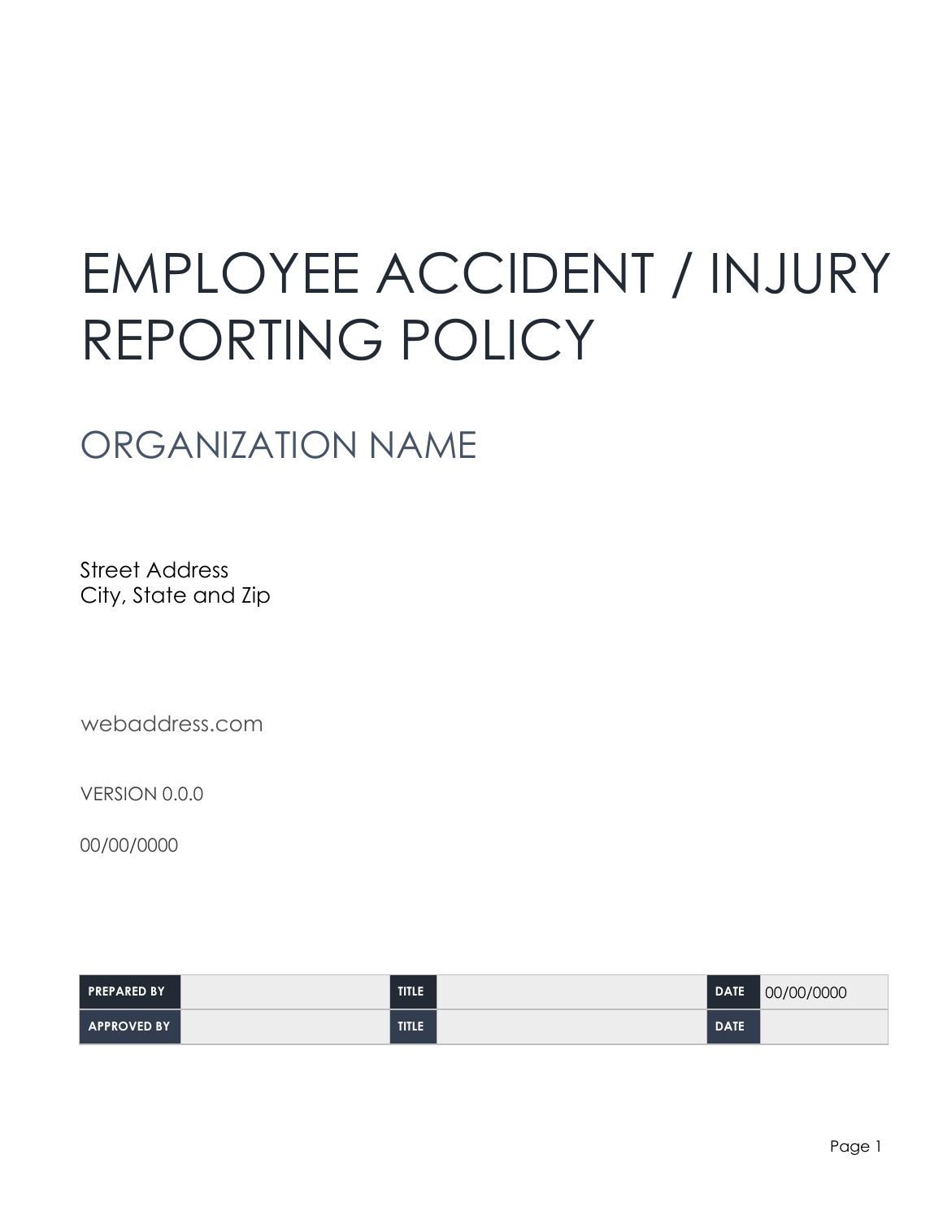# EMPLOYEE ACCIDENT / INJURY REPORTING POLICY

## ORGANIZATION NAME

Street Address
City, State and Zip

webaddress.com

VERSION 0.0.0

00/00/0000

| PREPARED BY | | TITLE | | DATE | 00/00/0000 |
|---|---|---|---|---|---|
| APPROVED BY | | TITLE | | DATE | |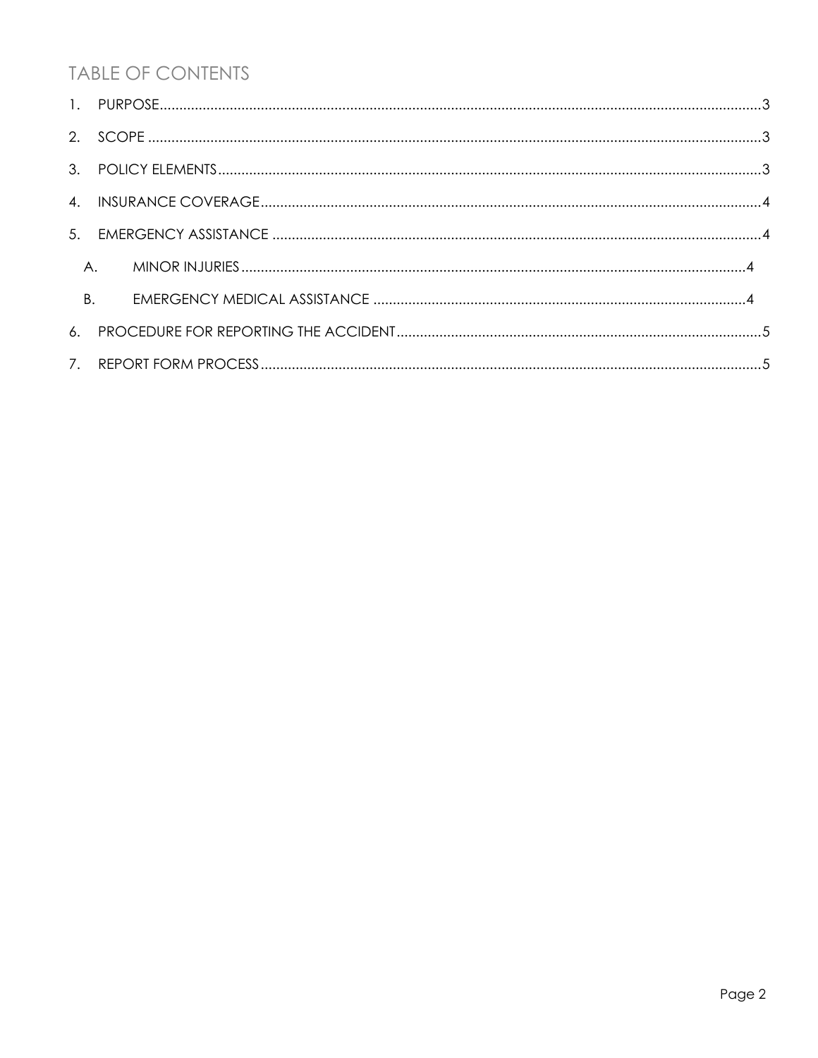## TABLE OF CONTENTS

1. PURPOSE ..... 3
2. SCOPE ..... 3
3. POLICY ELEMENTS ..... 3
4. INSURANCE COVERAGE ..... 4
5. EMERGENCY ASSISTANCE ..... 4
   - A. MINOR INJURIES ..... 4
   - B. EMERGENCY MEDICAL ASSISTANCE ..... 4
6. PROCEDURE FOR REPORTING THE ACCIDENT ..... 5
7. REPORT FORM PROCESS ..... 5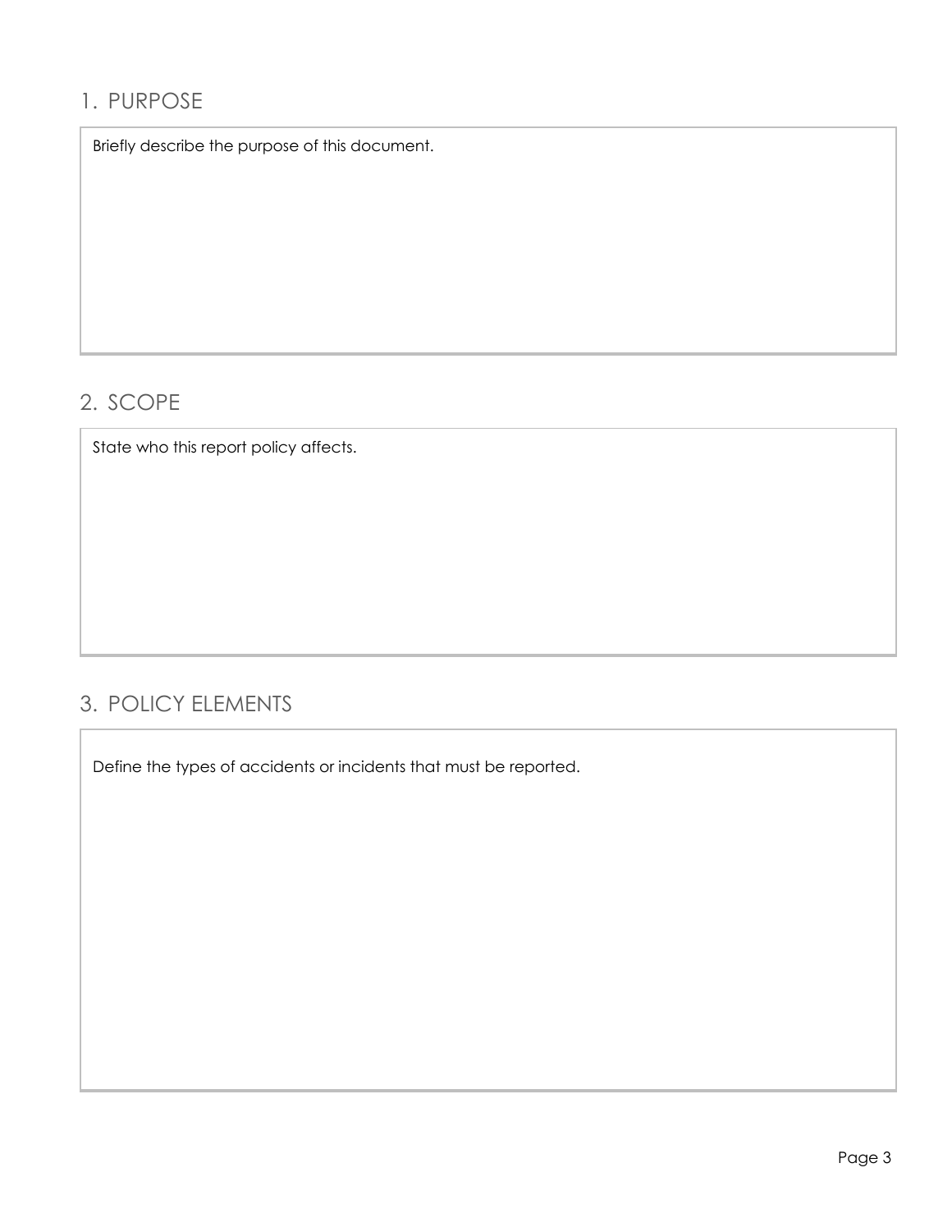## 1. PURPOSE

Briefly describe the purpose of this document.

## 2. SCOPE

State who this report policy affects.

## 3. POLICY ELEMENTS

Define the types of accidents or incidents that must be reported.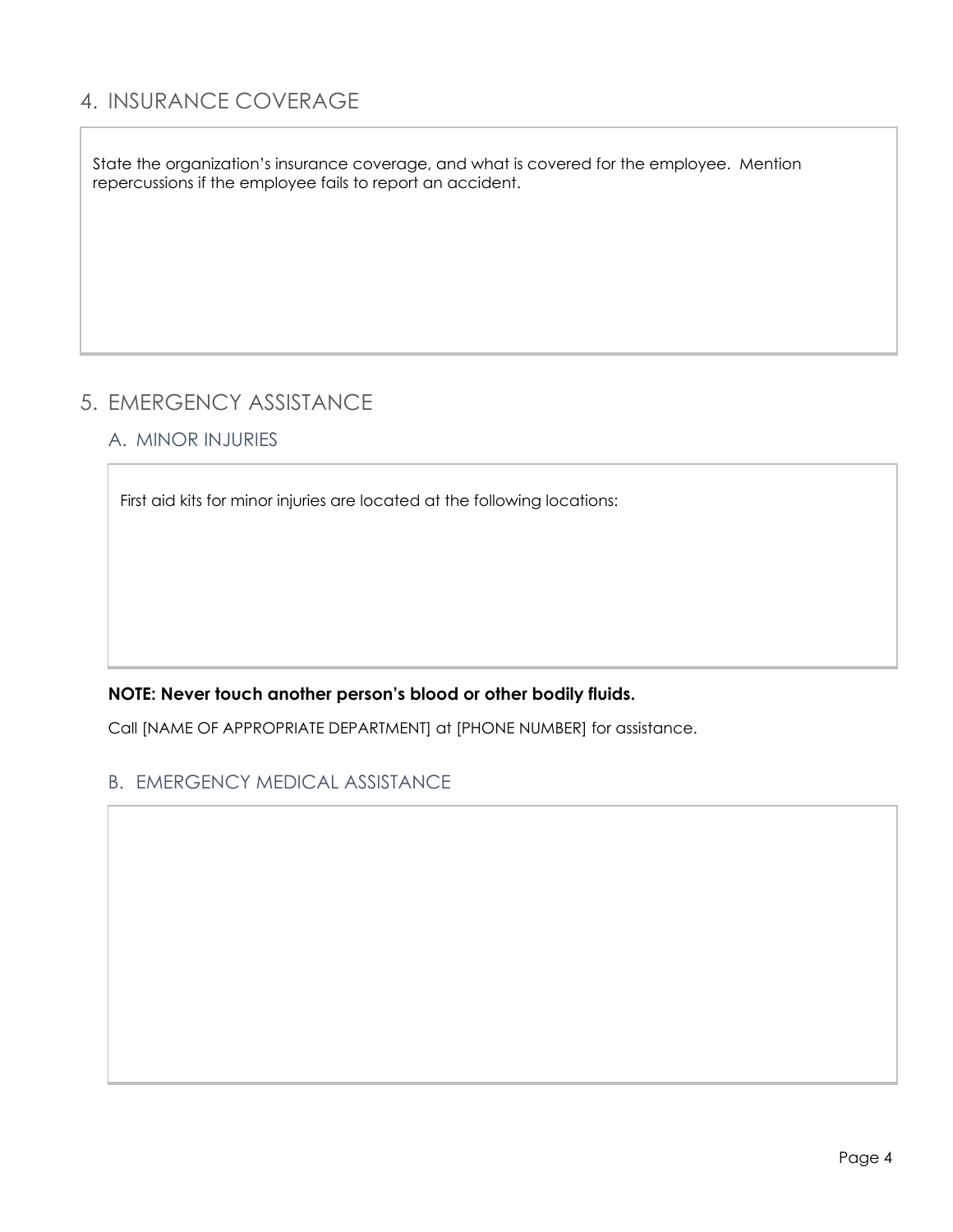## 4. INSURANCE COVERAGE

State the organization's insurance coverage, and what is covered for the employee. Mention repercussions if the employee fails to report an accident.

## 5. EMERGENCY ASSISTANCE

### A. MINOR INJURIES

First aid kits for minor injuries are located at the following locations:

**NOTE: Never touch another person's blood or other bodily fluids.**

Call [NAME OF APPROPRIATE DEPARTMENT] at [PHONE NUMBER] for assistance.

### B. EMERGENCY MEDICAL ASSISTANCE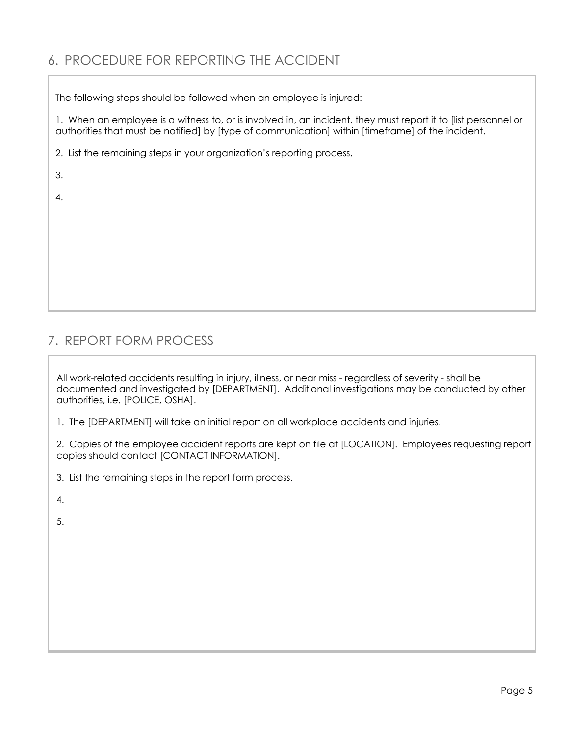## 6. PROCEDURE FOR REPORTING THE ACCIDENT

The following steps should be followed when an employee is injured:

1. When an employee is a witness to, or is involved in, an incident, they must report it to [list personnel or authorities that must be notified] by [type of communication] within [timeframe] of the incident.

2. List the remaining steps in your organization's reporting process.

3.

4.

## 7. REPORT FORM PROCESS

All work-related accidents resulting in injury, illness, or near miss - regardless of severity - shall be documented and investigated by [DEPARTMENT]. Additional investigations may be conducted by other authorities, i.e. [POLICE, OSHA].

1. The [DEPARTMENT] will take an initial report on all workplace accidents and injuries.

2. Copies of the employee accident reports are kept on file at [LOCATION]. Employees requesting report copies should contact [CONTACT INFORMATION].

3. List the remaining steps in the report form process.

4.

5.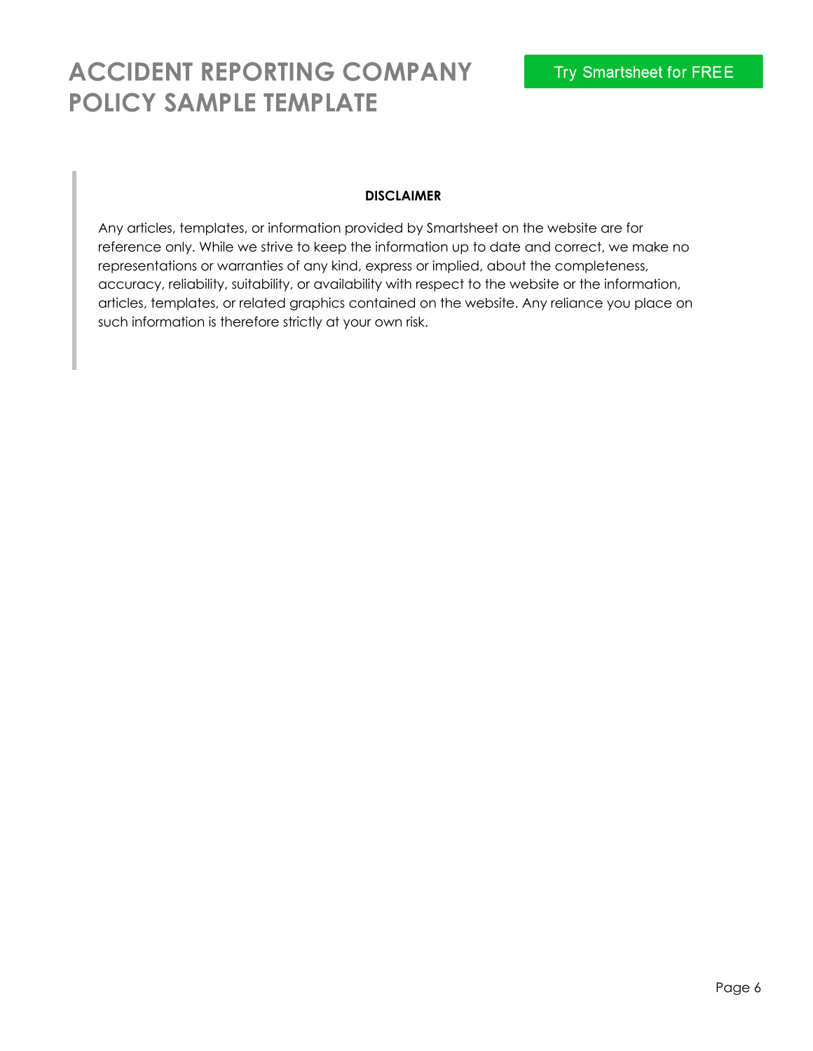# ACCIDENT REPORTING COMPANY POLICY SAMPLE TEMPLATE

Try Smartsheet for FREE

**DISCLAIMER**

Any articles, templates, or information provided by Smartsheet on the website are for reference only. While we strive to keep the information up to date and correct, we make no representations or warranties of any kind, express or implied, about the completeness, accuracy, reliability, suitability, or availability with respect to the website or the information, articles, templates, or related graphics contained on the website. Any reliance you place on such information is therefore strictly at your own risk.